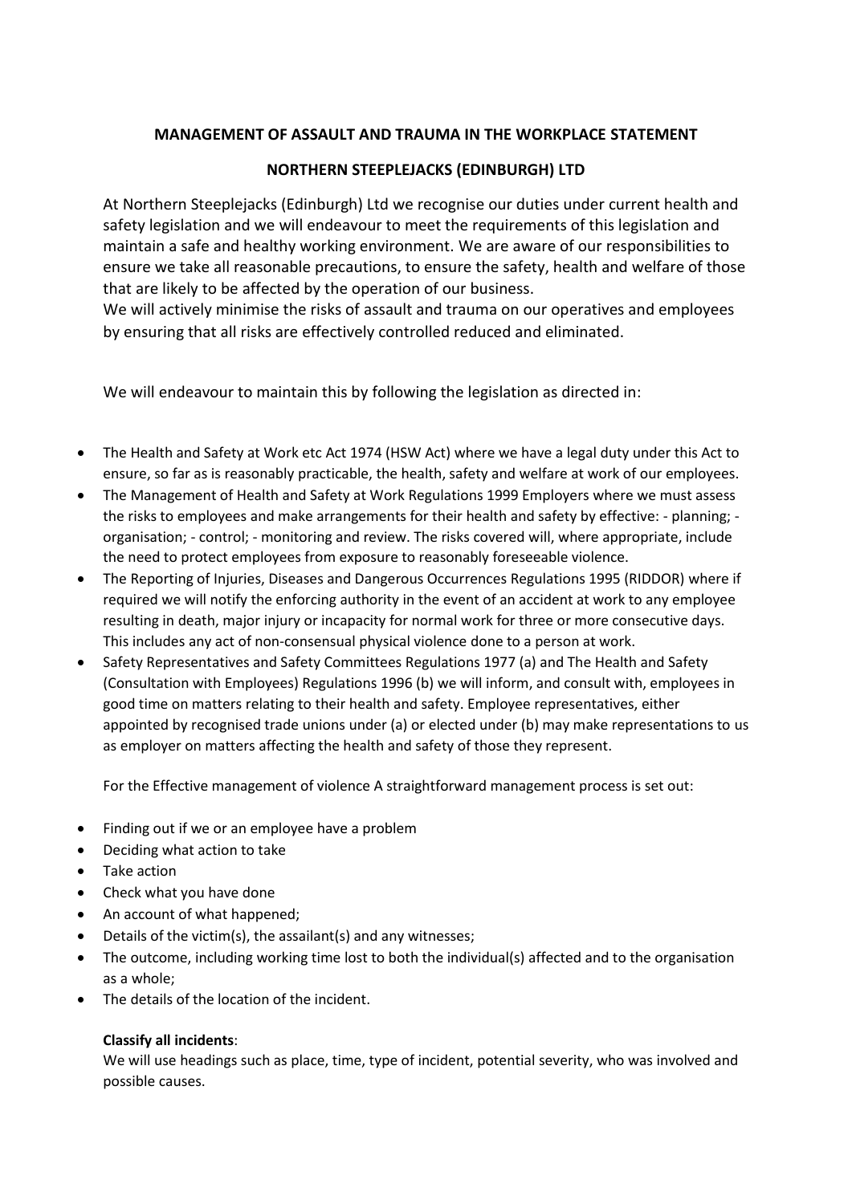**MANAGEMENT OF ASSAULT AND TRAUMA IN THE WORKPLACE STATEMENT**

**NORTHERN STEEPLEJACKS (EDINBURGH) LTD**

At Northern Steeplejacks (Edinburgh) Ltd we recognise our duties under current health and safety legislation and we will endeavour to meet the requirements of this legislation and maintain a safe and healthy working environment. We are aware of our responsibilities to ensure we take all reasonable precautions, to ensure the safety, health and welfare of those that are likely to be affected by the operation of our business.
We will actively minimise the risks of assault and trauma on our operatives and employees by ensuring that all risks are effectively controlled reduced and eliminated.

We will endeavour to maintain this by following the legislation as directed in:

- The Health and Safety at Work etc Act 1974 (HSW Act) where we have a legal duty under this Act to ensure, so far as is reasonably practicable, the health, safety and welfare at work of our employees.
- The Management of Health and Safety at Work Regulations 1999 Employers where we must assess the risks to employees and make arrangements for their health and safety by effective: - planning; - organisation; - control; - monitoring and review. The risks covered will, where appropriate, include the need to protect employees from exposure to reasonably foreseeable violence.
- The Reporting of Injuries, Diseases and Dangerous Occurrences Regulations 1995 (RIDDOR) where if required we will notify the enforcing authority in the event of an accident at work to any employee resulting in death, major injury or incapacity for normal work for three or more consecutive days. This includes any act of non-consensual physical violence done to a person at work.
- Safety Representatives and Safety Committees Regulations 1977 (a) and The Health and Safety (Consultation with Employees) Regulations 1996 (b) we will inform, and consult with, employees in good time on matters relating to their health and safety. Employee representatives, either appointed by recognised trade unions under (a) or elected under (b) may make representations to us as employer on matters affecting the health and safety of those they represent.

For the Effective management of violence A straightforward management process is set out:

- Finding out if we or an employee have a problem
- Deciding what action to take
- Take action
- Check what you have done
- An account of what happened;
- Details of the victim(s), the assailant(s) and any witnesses;
- The outcome, including working time lost to both the individual(s) affected and to the organisation as a whole;
- The details of the location of the incident.

**Classify all incidents**:
We will use headings such as place, time, type of incident, potential severity, who was involved and possible causes.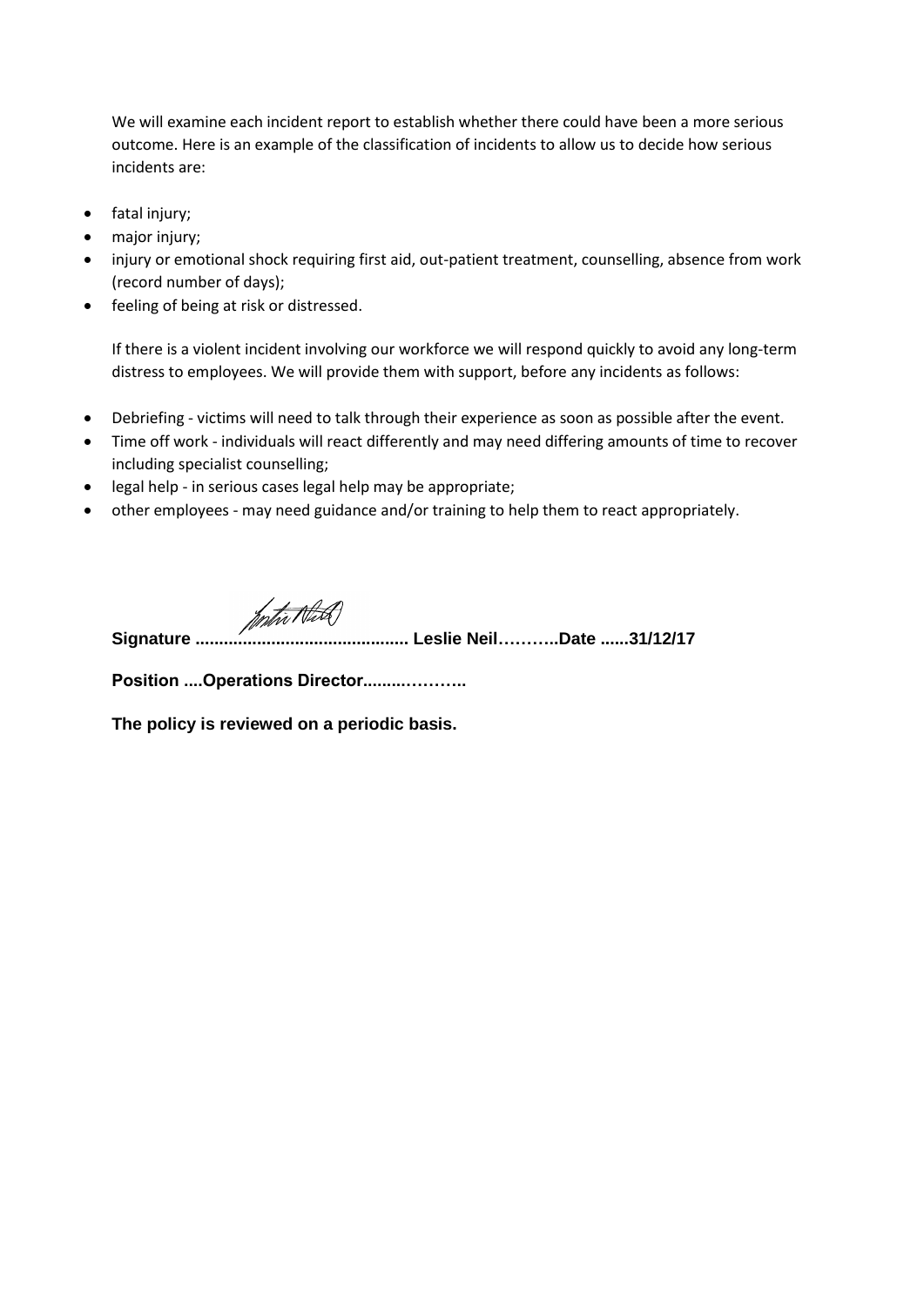We will examine each incident report to establish whether there could have been a more serious outcome. Here is an example of the classification of incidents to allow us to decide how serious incidents are:

- fatal injury;
- major injury;
- injury or emotional shock requiring first aid, out-patient treatment, counselling, absence from work (record number of days);
- feeling of being at risk or distressed.

If there is a violent incident involving our workforce we will respond quickly to avoid any long-term distress to employees. We will provide them with support, before any incidents as follows:

- Debriefing - victims will need to talk through their experience as soon as possible after the event.
- Time off work - individuals will react differently and may need differing amounts of time to recover including specialist counselling;
- legal help - in serious cases legal help may be appropriate;
- other employees - may need guidance and/or training to help them to react appropriately.

**Signature ............................................ Leslie Neil………..Date ......31/12/17**

**Position ....Operations Director.........………..**

**The policy is reviewed on a periodic basis.**